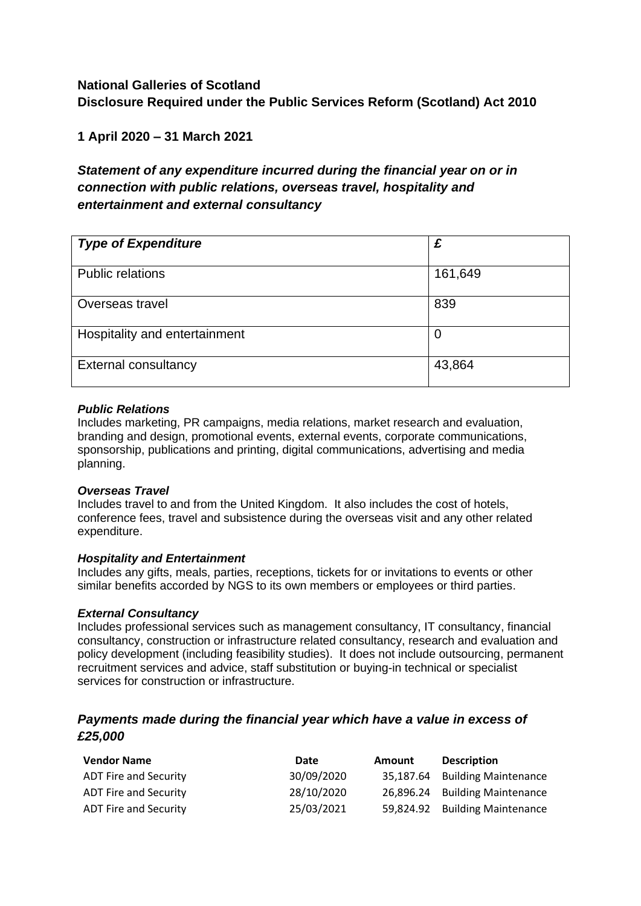**National Galleries of Scotland**
**Disclosure Required under the Public Services Reform (Scotland) Act 2010**

**1 April 2020 – 31 March 2021**

***Statement of any expenditure incurred during the financial year on or in connection with public relations, overseas travel, hospitality and entertainment and external consultancy***

| *Type of Expenditure* | *£* |
|---|---|
| Public relations | 161,649 |
| Overseas travel | 839 |
| Hospitality and entertainment | 0 |
| External consultancy | 43,864 |

***Public Relations***
Includes marketing, PR campaigns, media relations, market research and evaluation, branding and design, promotional events, external events, corporate communications, sponsorship, publications and printing, digital communications, advertising and media planning.

***Overseas Travel***
Includes travel to and from the United Kingdom. It also includes the cost of hotels, conference fees, travel and subsistence during the overseas visit and any other related expenditure.

***Hospitality and Entertainment***
Includes any gifts, meals, parties, receptions, tickets for or invitations to events or other similar benefits accorded by NGS to its own members or employees or third parties.

***External Consultancy***
Includes professional services such as management consultancy, IT consultancy, financial consultancy, construction or infrastructure related consultancy, research and evaluation and policy development (including feasibility studies). It does not include outsourcing, permanent recruitment services and advice, staff substitution or buying-in technical or specialist services for construction or infrastructure.

## *Payments made during the financial year which have a value in excess of £25,000*

| Vendor Name | Date | Amount | Description |
|---|---|---|---|
| ADT Fire and Security | 30/09/2020 | 35,187.64 | Building Maintenance |
| ADT Fire and Security | 28/10/2020 | 26,896.24 | Building Maintenance |
| ADT Fire and Security | 25/03/2021 | 59,824.92 | Building Maintenance |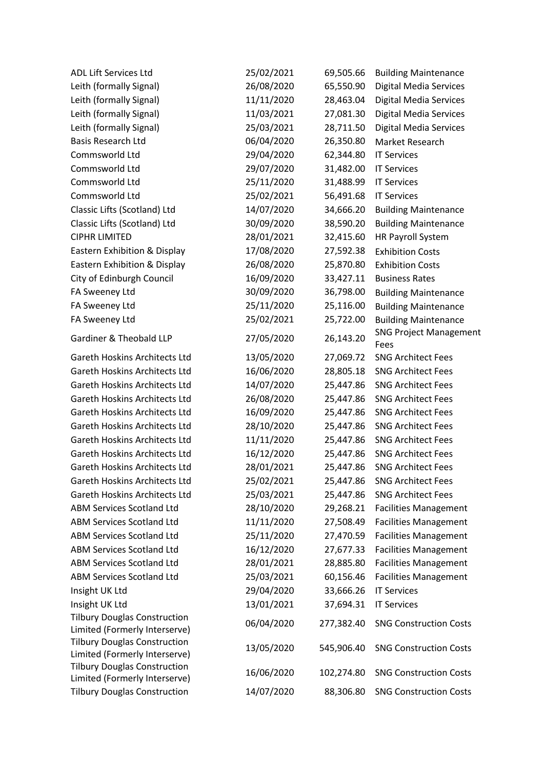| | | | |
|---|---|---|---|
| ADL Lift Services Ltd | 25/02/2021 | 69,505.66 | Building Maintenance |
| Leith (formally Signal) | 26/08/2020 | 65,550.90 | Digital Media Services |
| Leith (formally Signal) | 11/11/2020 | 28,463.04 | Digital Media Services |
| Leith (formally Signal) | 11/03/2021 | 27,081.30 | Digital Media Services |
| Leith (formally Signal) | 25/03/2021 | 28,711.50 | Digital Media Services |
| Basis Research Ltd | 06/04/2020 | 26,350.80 | Market Research |
| Commsworld Ltd | 29/04/2020 | 62,344.80 | IT Services |
| Commsworld Ltd | 29/07/2020 | 31,482.00 | IT Services |
| Commsworld Ltd | 25/11/2020 | 31,488.99 | IT Services |
| Commsworld Ltd | 25/02/2021 | 56,491.68 | IT Services |
| Classic Lifts (Scotland) Ltd | 14/07/2020 | 34,666.20 | Building Maintenance |
| Classic Lifts (Scotland) Ltd | 30/09/2020 | 38,590.20 | Building Maintenance |
| CIPHR LIMITED | 28/01/2021 | 32,415.60 | HR Payroll System |
| Eastern Exhibition & Display | 17/08/2020 | 27,592.38 | Exhibition Costs |
| Eastern Exhibition & Display | 26/08/2020 | 25,870.80 | Exhibition Costs |
| City of Edinburgh Council | 16/09/2020 | 33,427.11 | Business Rates |
| FA Sweeney Ltd | 30/09/2020 | 36,798.00 | Building Maintenance |
| FA Sweeney Ltd | 25/11/2020 | 25,116.00 | Building Maintenance |
| FA Sweeney Ltd | 25/02/2021 | 25,722.00 | Building Maintenance |
| Gardiner & Theobald LLP | 27/05/2020 | 26,143.20 | SNG Project Management Fees |
| Gareth Hoskins Architects Ltd | 13/05/2020 | 27,069.72 | SNG Architect Fees |
| Gareth Hoskins Architects Ltd | 16/06/2020 | 28,805.18 | SNG Architect Fees |
| Gareth Hoskins Architects Ltd | 14/07/2020 | 25,447.86 | SNG Architect Fees |
| Gareth Hoskins Architects Ltd | 26/08/2020 | 25,447.86 | SNG Architect Fees |
| Gareth Hoskins Architects Ltd | 16/09/2020 | 25,447.86 | SNG Architect Fees |
| Gareth Hoskins Architects Ltd | 28/10/2020 | 25,447.86 | SNG Architect Fees |
| Gareth Hoskins Architects Ltd | 11/11/2020 | 25,447.86 | SNG Architect Fees |
| Gareth Hoskins Architects Ltd | 16/12/2020 | 25,447.86 | SNG Architect Fees |
| Gareth Hoskins Architects Ltd | 28/01/2021 | 25,447.86 | SNG Architect Fees |
| Gareth Hoskins Architects Ltd | 25/02/2021 | 25,447.86 | SNG Architect Fees |
| Gareth Hoskins Architects Ltd | 25/03/2021 | 25,447.86 | SNG Architect Fees |
| ABM Services Scotland Ltd | 28/10/2020 | 29,268.21 | Facilities Management |
| ABM Services Scotland Ltd | 11/11/2020 | 27,508.49 | Facilities Management |
| ABM Services Scotland Ltd | 25/11/2020 | 27,470.59 | Facilities Management |
| ABM Services Scotland Ltd | 16/12/2020 | 27,677.33 | Facilities Management |
| ABM Services Scotland Ltd | 28/01/2021 | 28,885.80 | Facilities Management |
| ABM Services Scotland Ltd | 25/03/2021 | 60,156.46 | Facilities Management |
| Insight UK Ltd | 29/04/2020 | 33,666.26 | IT Services |
| Insight UK Ltd | 13/01/2021 | 37,694.31 | IT Services |
| Tilbury Douglas Construction Limited (Formerly Interserve) | 06/04/2020 | 277,382.40 | SNG Construction Costs |
| Tilbury Douglas Construction Limited (Formerly Interserve) | 13/05/2020 | 545,906.40 | SNG Construction Costs |
| Tilbury Douglas Construction Limited (Formerly Interserve) | 16/06/2020 | 102,274.80 | SNG Construction Costs |
| Tilbury Douglas Construction | 14/07/2020 | 88,306.80 | SNG Construction Costs |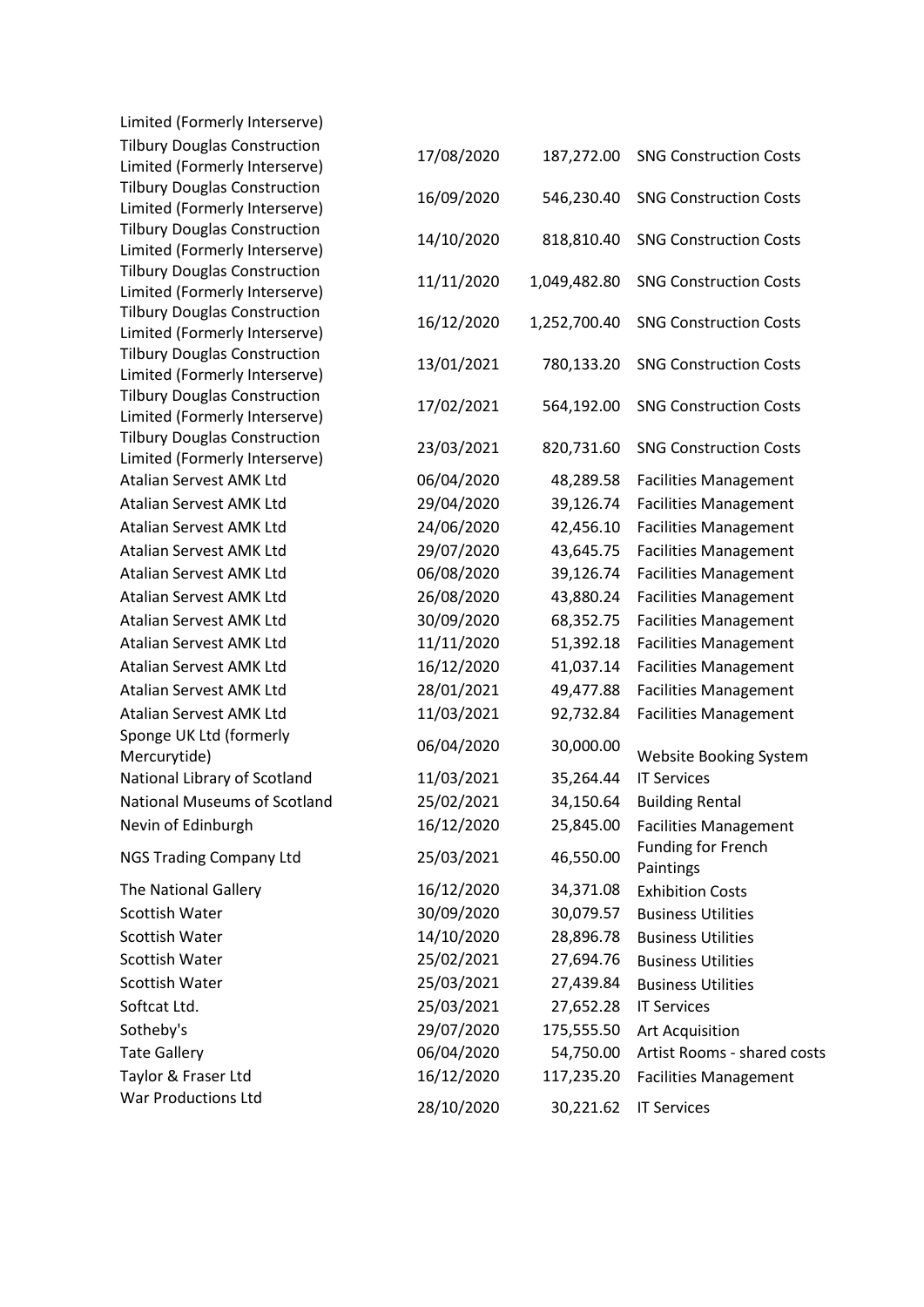| | | | |
|---|---|---|---|
| Limited (Formerly Interserve) | | | |
| Tilbury Douglas Construction Limited (Formerly Interserve) | 17/08/2020 | 187,272.00 | SNG Construction Costs |
| Tilbury Douglas Construction Limited (Formerly Interserve) | 16/09/2020 | 546,230.40 | SNG Construction Costs |
| Tilbury Douglas Construction Limited (Formerly Interserve) | 14/10/2020 | 818,810.40 | SNG Construction Costs |
| Tilbury Douglas Construction Limited (Formerly Interserve) | 11/11/2020 | 1,049,482.80 | SNG Construction Costs |
| Tilbury Douglas Construction Limited (Formerly Interserve) | 16/12/2020 | 1,252,700.40 | SNG Construction Costs |
| Tilbury Douglas Construction Limited (Formerly Interserve) | 13/01/2021 | 780,133.20 | SNG Construction Costs |
| Tilbury Douglas Construction Limited (Formerly Interserve) | 17/02/2021 | 564,192.00 | SNG Construction Costs |
| Tilbury Douglas Construction Limited (Formerly Interserve) | 23/03/2021 | 820,731.60 | SNG Construction Costs |
| Atalian Servest AMK Ltd | 06/04/2020 | 48,289.58 | Facilities Management |
| Atalian Servest AMK Ltd | 29/04/2020 | 39,126.74 | Facilities Management |
| Atalian Servest AMK Ltd | 24/06/2020 | 42,456.10 | Facilities Management |
| Atalian Servest AMK Ltd | 29/07/2020 | 43,645.75 | Facilities Management |
| Atalian Servest AMK Ltd | 06/08/2020 | 39,126.74 | Facilities Management |
| Atalian Servest AMK Ltd | 26/08/2020 | 43,880.24 | Facilities Management |
| Atalian Servest AMK Ltd | 30/09/2020 | 68,352.75 | Facilities Management |
| Atalian Servest AMK Ltd | 11/11/2020 | 51,392.18 | Facilities Management |
| Atalian Servest AMK Ltd | 16/12/2020 | 41,037.14 | Facilities Management |
| Atalian Servest AMK Ltd | 28/01/2021 | 49,477.88 | Facilities Management |
| Atalian Servest AMK Ltd | 11/03/2021 | 92,732.84 | Facilities Management |
| Sponge UK Ltd (formerly Mercurytide) | 06/04/2020 | 30,000.00 | Website Booking System |
| National Library of Scotland | 11/03/2021 | 35,264.44 | IT Services |
| National Museums of Scotland | 25/02/2021 | 34,150.64 | Building Rental |
| Nevin of Edinburgh | 16/12/2020 | 25,845.00 | Facilities Management |
| NGS Trading Company Ltd | 25/03/2021 | 46,550.00 | Funding for French Paintings |
| The National Gallery | 16/12/2020 | 34,371.08 | Exhibition Costs |
| Scottish Water | 30/09/2020 | 30,079.57 | Business Utilities |
| Scottish Water | 14/10/2020 | 28,896.78 | Business Utilities |
| Scottish Water | 25/02/2021 | 27,694.76 | Business Utilities |
| Scottish Water | 25/03/2021 | 27,439.84 | Business Utilities |
| Softcat Ltd. | 25/03/2021 | 27,652.28 | IT Services |
| Sotheby's | 29/07/2020 | 175,555.50 | Art Acquisition |
| Tate Gallery | 06/04/2020 | 54,750.00 | Artist Rooms - shared costs |
| Taylor & Fraser Ltd | 16/12/2020 | 117,235.20 | Facilities Management |
| War Productions Ltd | 28/10/2020 | 30,221.62 | IT Services |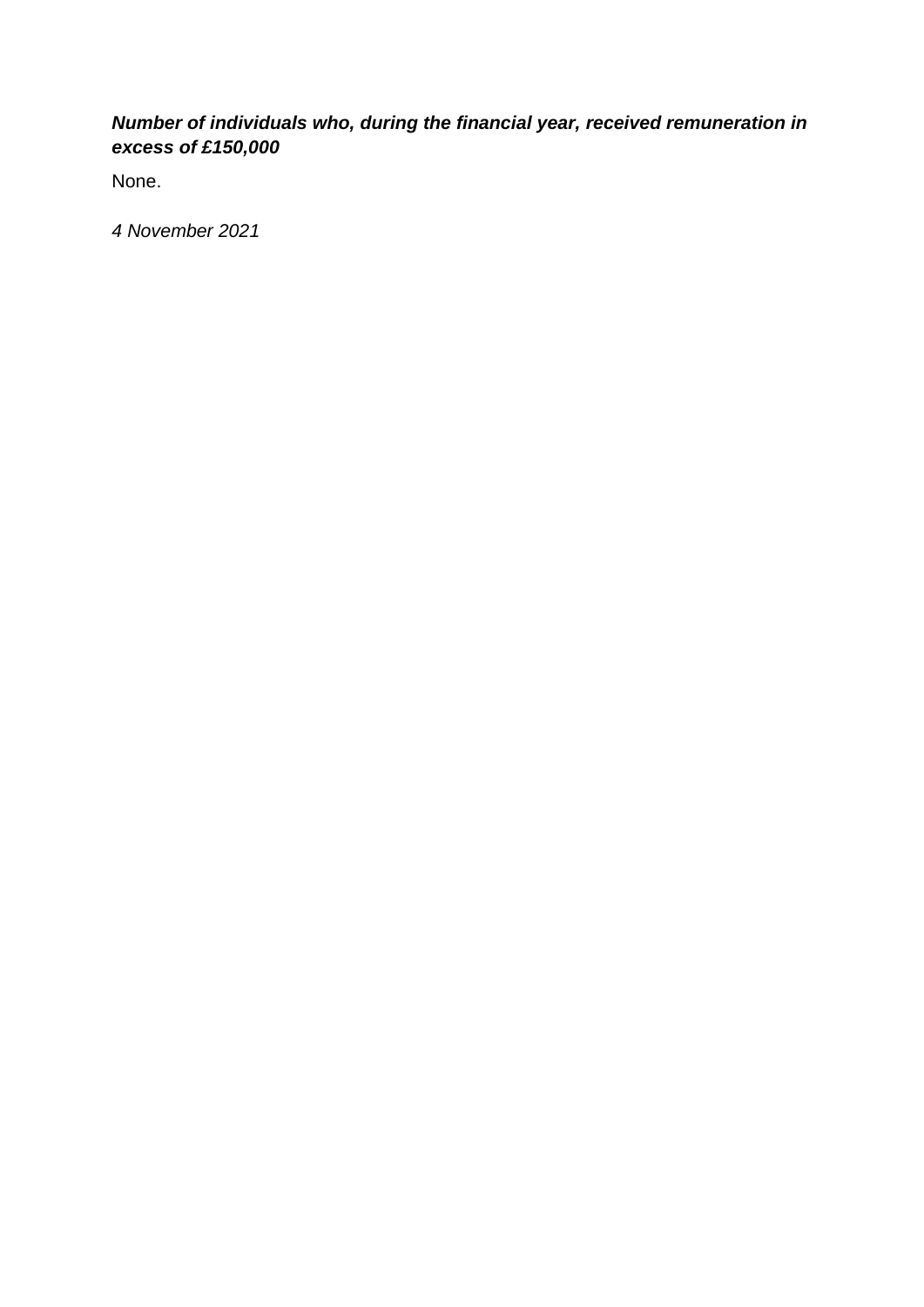***Number of individuals who, during the financial year, received remuneration in excess of £150,000***

None.

*4 November 2021*